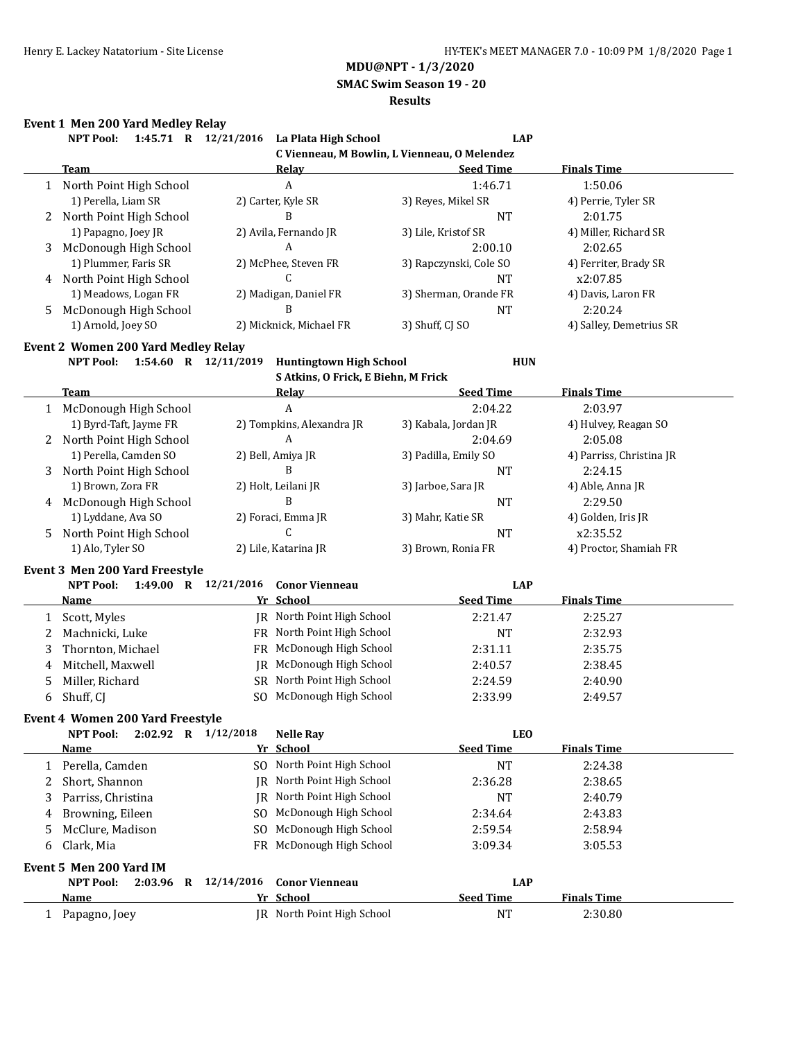**MDU@NPT - 1/3/2020**

**SMAC Swim Season 19 - 20**

**Results**

### Event 1 Men 200 Yard Medley Relay

**NPT Pool: 1:45.71 R 12/21/2016 La Plata High School LAP**
C Vienneau, M Bowlin, L Vienneau, O Melendez

| | Team | Relay | Seed Time | Finals Time |
|---|---|---|---|---|
| 1 | North Point High School | A | 1:46.71 | 1:50.06 |
| | 1) Perella, Liam SR | 2) Carter, Kyle SR | 3) Reyes, Mikel SR | 4) Perrie, Tyler SR |
| 2 | North Point High School | B | NT | 2:01.75 |
| | 1) Papagno, Joey JR | 2) Avila, Fernando JR | 3) Lile, Kristof SR | 4) Miller, Richard SR |
| 3 | McDonough High School | A | 2:00.10 | 2:02.65 |
| | 1) Plummer, Faris SR | 2) McPhee, Steven FR | 3) Rapczynski, Cole SO | 4) Ferriter, Brady SR |
| 4 | North Point High School | C | NT | x2:07.85 |
| | 1) Meadows, Logan FR | 2) Madigan, Daniel FR | 3) Sherman, Orande FR | 4) Davis, Laron FR |
| 5 | McDonough High School | B | NT | 2:20.24 |
| | 1) Arnold, Joey SO | 2) Micknick, Michael FR | 3) Shuff, CJ SO | 4) Salley, Demetrius SR |

### Event 2 Women 200 Yard Medley Relay

**NPT Pool: 1:54.60 R 12/11/2019 Huntingtown High School HUN**
S Atkins, O Frick, E Biehn, M Frick

| | Team | Relay | Seed Time | Finals Time |
|---|---|---|---|---|
| 1 | McDonough High School | A | 2:04.22 | 2:03.97 |
| | 1) Byrd-Taft, Jayme FR | 2) Tompkins, Alexandra JR | 3) Kabala, Jordan JR | 4) Hulvey, Reagan SO |
| 2 | North Point High School | A | 2:04.69 | 2:05.08 |
| | 1) Perella, Camden SO | 2) Bell, Amiya JR | 3) Padilla, Emily SO | 4) Parriss, Christina JR |
| 3 | North Point High School | B | NT | 2:24.15 |
| | 1) Brown, Zora FR | 2) Holt, Leilani JR | 3) Jarboe, Sara JR | 4) Able, Anna JR |
| 4 | McDonough High School | B | NT | 2:29.50 |
| | 1) Lyddane, Ava SO | 2) Foraci, Emma JR | 3) Mahr, Katie SR | 4) Golden, Iris JR |
| 5 | North Point High School | C | NT | x2:35.52 |
| | 1) Alo, Tyler SO | 2) Lile, Katarina JR | 3) Brown, Ronia FR | 4) Proctor, Shamiah FR |

### Event 3 Men 200 Yard Freestyle

**NPT Pool: 1:49.00 R 12/21/2016 Conor Vienneau LAP**

| | Name | Yr | School | Seed Time | Finals Time |
|---|---|---|---|---|---|
| 1 | Scott, Myles | JR | North Point High School | 2:21.47 | 2:25.27 |
| 2 | Machnicki, Luke | FR | North Point High School | NT | 2:32.93 |
| 3 | Thornton, Michael | FR | McDonough High School | 2:31.11 | 2:35.75 |
| 4 | Mitchell, Maxwell | JR | McDonough High School | 2:40.57 | 2:38.45 |
| 5 | Miller, Richard | SR | North Point High School | 2:24.59 | 2:40.90 |
| 6 | Shuff, CJ | SO | McDonough High School | 2:33.99 | 2:49.57 |

### Event 4 Women 200 Yard Freestyle

**NPT Pool: 2:02.92 R 1/12/2018 Nelle Ray LEO**

| | Name | Yr | School | Seed Time | Finals Time |
|---|---|---|---|---|---|
| 1 | Perella, Camden | SO | North Point High School | NT | 2:24.38 |
| 2 | Short, Shannon | JR | North Point High School | 2:36.28 | 2:38.65 |
| 3 | Parriss, Christina | JR | North Point High School | NT | 2:40.79 |
| 4 | Browning, Eileen | SO | McDonough High School | 2:34.64 | 2:43.83 |
| 5 | McClure, Madison | SO | McDonough High School | 2:59.54 | 2:58.94 |
| 6 | Clark, Mia | FR | McDonough High School | 3:09.34 | 3:05.53 |

### Event 5 Men 200 Yard IM

**NPT Pool: 2:03.96 R 12/14/2016 Conor Vienneau LAP**

| | Name | Yr | School | Seed Time | Finals Time |
|---|---|---|---|---|---|
| 1 | Papagno, Joey | JR | North Point High School | NT | 2:30.80 |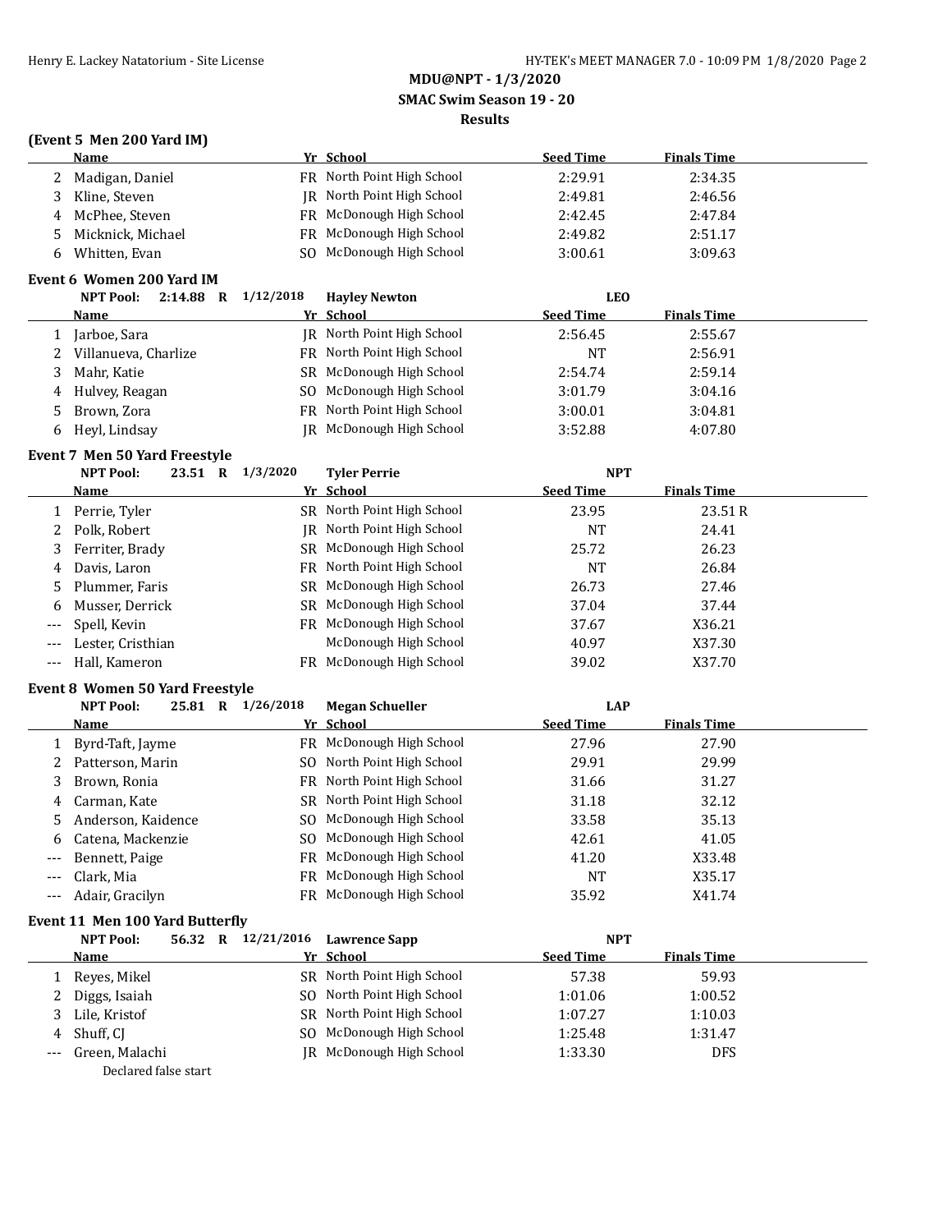# MDU@NPT - 1/3/2020

## SMAC Swim Season 19 - 20

### Results

**(Event 5 Men 200 Yard IM)**

| | Name | Yr | School | Seed Time | Finals Time |
|---|---|---|---|---|---|
| 2 | Madigan, Daniel | FR | North Point High School | 2:29.91 | 2:34.35 |
| 3 | Kline, Steven | JR | North Point High School | 2:49.81 | 2:46.56 |
| 4 | McPhee, Steven | FR | McDonough High School | 2:42.45 | 2:47.84 |
| 5 | Micknick, Michael | FR | McDonough High School | 2:49.82 | 2:51.17 |
| 6 | Whitten, Evan | SO | McDonough High School | 3:00.61 | 3:09.63 |

**Event 6 Women 200 Yard IM**

NPT Pool: 2:14.88 R 1/12/2018 Hayley Newton LEO

| | Name | Yr | School | Seed Time | Finals Time |
|---|---|---|---|---|---|
| 1 | Jarboe, Sara | JR | North Point High School | 2:56.45 | 2:55.67 |
| 2 | Villanueva, Charlize | FR | North Point High School | NT | 2:56.91 |
| 3 | Mahr, Katie | SR | McDonough High School | 2:54.74 | 2:59.14 |
| 4 | Hulvey, Reagan | SO | McDonough High School | 3:01.79 | 3:04.16 |
| 5 | Brown, Zora | FR | North Point High School | 3:00.01 | 3:04.81 |
| 6 | Heyl, Lindsay | JR | McDonough High School | 3:52.88 | 4:07.80 |

**Event 7 Men 50 Yard Freestyle**

NPT Pool: 23.51 R 1/3/2020 Tyler Perrie NPT

| | Name | Yr | School | Seed Time | Finals Time |
|---|---|---|---|---|---|
| 1 | Perrie, Tyler | SR | North Point High School | 23.95 | 23.51 R |
| 2 | Polk, Robert | JR | North Point High School | NT | 24.41 |
| 3 | Ferriter, Brady | SR | McDonough High School | 25.72 | 26.23 |
| 4 | Davis, Laron | FR | North Point High School | NT | 26.84 |
| 5 | Plummer, Faris | SR | McDonough High School | 26.73 | 27.46 |
| 6 | Musser, Derrick | SR | McDonough High School | 37.04 | 37.44 |
| --- | Spell, Kevin | FR | McDonough High School | 37.67 | X36.21 |
| --- | Lester, Cristhian | | McDonough High School | 40.97 | X37.30 |
| --- | Hall, Kameron | FR | McDonough High School | 39.02 | X37.70 |

**Event 8 Women 50 Yard Freestyle**

NPT Pool: 25.81 R 1/26/2018 Megan Schueller LAP

| | Name | Yr | School | Seed Time | Finals Time |
|---|---|---|---|---|---|
| 1 | Byrd-Taft, Jayme | FR | McDonough High School | 27.96 | 27.90 |
| 2 | Patterson, Marin | SO | North Point High School | 29.91 | 29.99 |
| 3 | Brown, Ronia | FR | North Point High School | 31.66 | 31.27 |
| 4 | Carman, Kate | SR | North Point High School | 31.18 | 32.12 |
| 5 | Anderson, Kaidence | SO | McDonough High School | 33.58 | 35.13 |
| 6 | Catena, Mackenzie | SO | McDonough High School | 42.61 | 41.05 |
| --- | Bennett, Paige | FR | McDonough High School | 41.20 | X33.48 |
| --- | Clark, Mia | FR | McDonough High School | NT | X35.17 |
| --- | Adair, Gracilyn | FR | McDonough High School | 35.92 | X41.74 |

**Event 11 Men 100 Yard Butterfly**

NPT Pool: 56.32 R 12/21/2016 Lawrence Sapp NPT

| | Name | Yr | School | Seed Time | Finals Time |
|---|---|---|---|---|---|
| 1 | Reyes, Mikel | SR | North Point High School | 57.38 | 59.93 |
| 2 | Diggs, Isaiah | SO | North Point High School | 1:01.06 | 1:00.52 |
| 3 | Lile, Kristof | SR | North Point High School | 1:07.27 | 1:10.03 |
| 4 | Shuff, CJ | SO | McDonough High School | 1:25.48 | 1:31.47 |
| --- | Green, Malachi | JR | McDonough High School | 1:33.30 | DFS |

Declared false start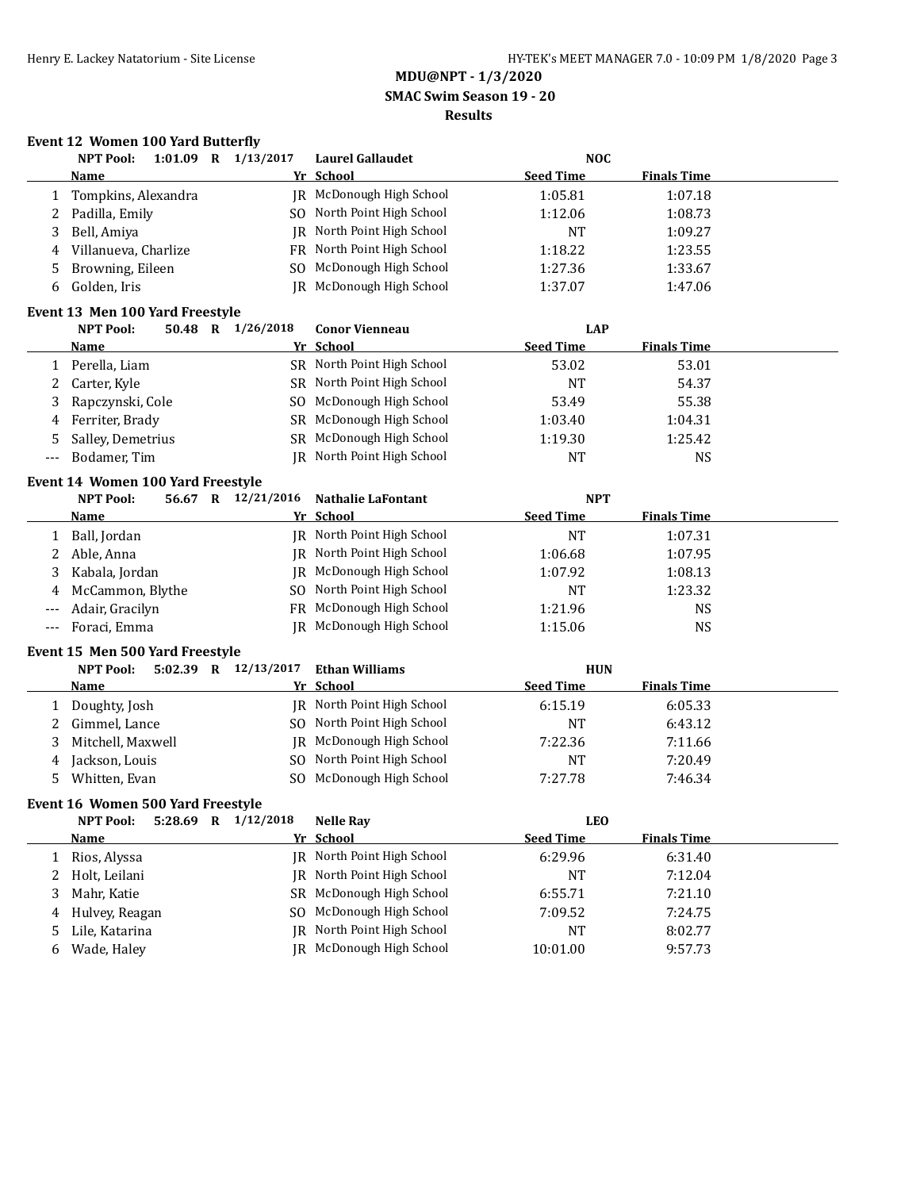**MDU@NPT - 1/3/2020**

**SMAC Swim Season 19 - 20**

**Results**

### Event 12 Women 100 Yard Butterfly

NPT Pool: 1:01.09 R 1/13/2017 Laurel Gallaudet NOC

| | Name | Yr | School | Seed Time | Finals Time |
|---|---|---|---|---|---|
| 1 | Tompkins, Alexandra | JR | McDonough High School | 1:05.81 | 1:07.18 |
| 2 | Padilla, Emily | SO | North Point High School | 1:12.06 | 1:08.73 |
| 3 | Bell, Amiya | JR | North Point High School | NT | 1:09.27 |
| 4 | Villanueva, Charlize | FR | North Point High School | 1:18.22 | 1:23.55 |
| 5 | Browning, Eileen | SO | McDonough High School | 1:27.36 | 1:33.67 |
| 6 | Golden, Iris | JR | McDonough High School | 1:37.07 | 1:47.06 |

### Event 13 Men 100 Yard Freestyle

NPT Pool: 50.48 R 1/26/2018 Conor Vienneau LAP

| | Name | Yr | School | Seed Time | Finals Time |
|---|---|---|---|---|---|
| 1 | Perella, Liam | SR | North Point High School | 53.02 | 53.01 |
| 2 | Carter, Kyle | SR | North Point High School | NT | 54.37 |
| 3 | Rapczynski, Cole | SO | McDonough High School | 53.49 | 55.38 |
| 4 | Ferriter, Brady | SR | McDonough High School | 1:03.40 | 1:04.31 |
| 5 | Salley, Demetrius | SR | McDonough High School | 1:19.30 | 1:25.42 |
| --- | Bodamer, Tim | JR | North Point High School | NT | NS |

### Event 14 Women 100 Yard Freestyle

NPT Pool: 56.67 R 12/21/2016 Nathalie LaFontant NPT

| | Name | Yr | School | Seed Time | Finals Time |
|---|---|---|---|---|---|
| 1 | Ball, Jordan | JR | North Point High School | NT | 1:07.31 |
| 2 | Able, Anna | JR | North Point High School | 1:06.68 | 1:07.95 |
| 3 | Kabala, Jordan | JR | McDonough High School | 1:07.92 | 1:08.13 |
| 4 | McCammon, Blythe | SO | North Point High School | NT | 1:23.32 |
| --- | Adair, Gracilyn | FR | McDonough High School | 1:21.96 | NS |
| --- | Foraci, Emma | JR | McDonough High School | 1:15.06 | NS |

### Event 15 Men 500 Yard Freestyle

NPT Pool: 5:02.39 R 12/13/2017 Ethan Williams HUN

| | Name | Yr | School | Seed Time | Finals Time |
|---|---|---|---|---|---|
| 1 | Doughty, Josh | JR | North Point High School | 6:15.19 | 6:05.33 |
| 2 | Gimmel, Lance | SO | North Point High School | NT | 6:43.12 |
| 3 | Mitchell, Maxwell | JR | McDonough High School | 7:22.36 | 7:11.66 |
| 4 | Jackson, Louis | SO | North Point High School | NT | 7:20.49 |
| 5 | Whitten, Evan | SO | McDonough High School | 7:27.78 | 7:46.34 |

### Event 16 Women 500 Yard Freestyle

NPT Pool: 5:28.69 R 1/12/2018 Nelle Ray LEO

| | Name | Yr | School | Seed Time | Finals Time |
|---|---|---|---|---|---|
| 1 | Rios, Alyssa | JR | North Point High School | 6:29.96 | 6:31.40 |
| 2 | Holt, Leilani | JR | North Point High School | NT | 7:12.04 |
| 3 | Mahr, Katie | SR | McDonough High School | 6:55.71 | 7:21.10 |
| 4 | Hulvey, Reagan | SO | McDonough High School | 7:09.52 | 7:24.75 |
| 5 | Lile, Katarina | JR | North Point High School | NT | 8:02.77 |
| 6 | Wade, Haley | JR | McDonough High School | 10:01.00 | 9:57.73 |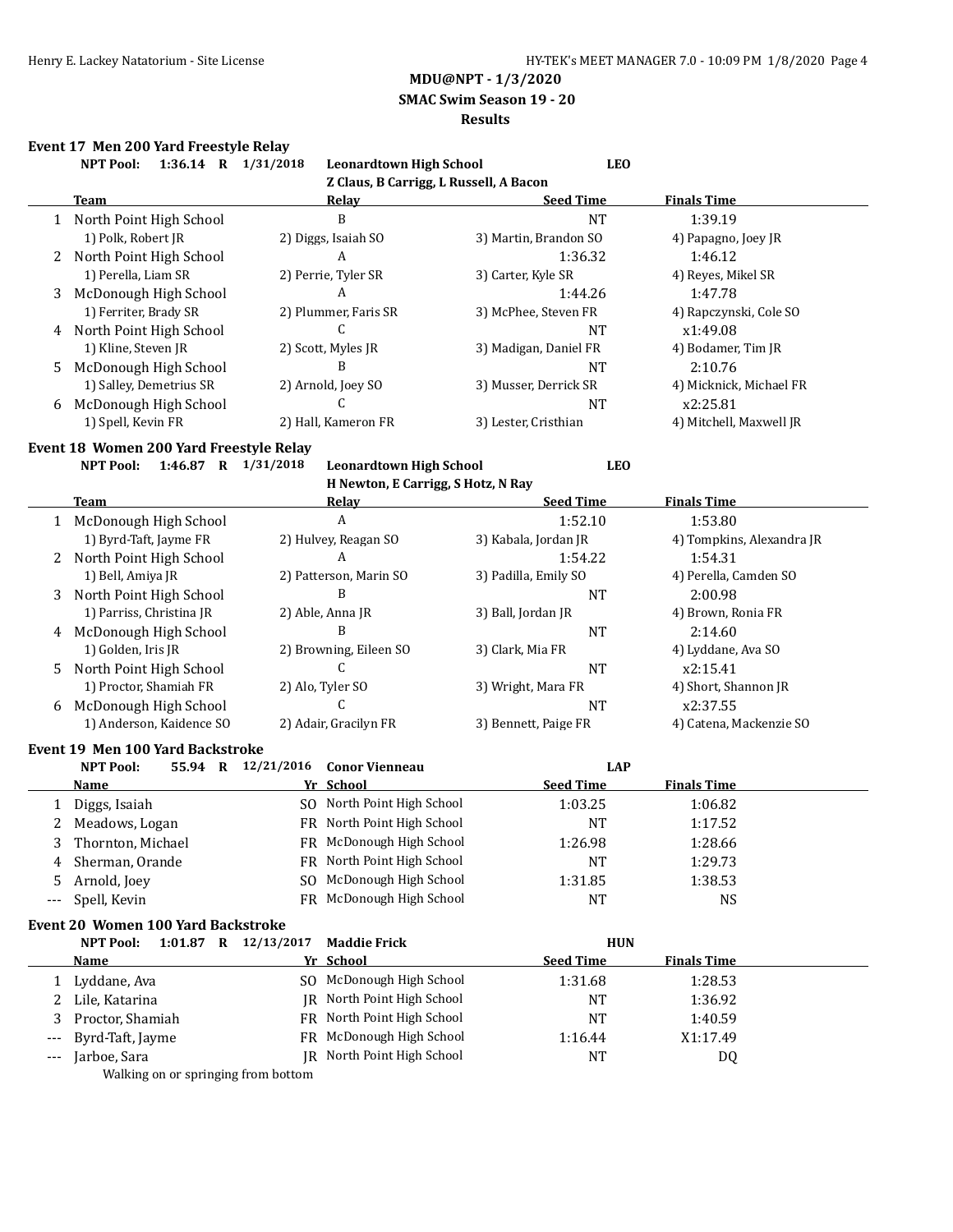MDU@NPT - 1/3/2020

SMAC Swim Season 19 - 20

Results

### Event 17 Men 200 Yard Freestyle Relay

NPT Pool: 1:36.14 R 1/31/2018 Leonardtown High School LEO
Z Claus, B Carrigg, L Russell, A Bacon

| | Team | Relay | Seed Time | Finals Time |
|---|---|---|---|---|
| 1 | North Point High School | B | NT | 1:39.19 |
| | 1) Polk, Robert JR | 2) Diggs, Isaiah SO | 3) Martin, Brandon SO | 4) Papagno, Joey JR |
| 2 | North Point High School | A | 1:36.32 | 1:46.12 |
| | 1) Perella, Liam SR | 2) Perrie, Tyler SR | 3) Carter, Kyle SR | 4) Reyes, Mikel SR |
| 3 | McDonough High School | A | 1:44.26 | 1:47.78 |
| | 1) Ferriter, Brady SR | 2) Plummer, Faris SR | 3) McPhee, Steven FR | 4) Rapczynski, Cole SO |
| 4 | North Point High School | C | NT | x1:49.08 |
| | 1) Kline, Steven JR | 2) Scott, Myles JR | 3) Madigan, Daniel FR | 4) Bodamer, Tim JR |
| 5 | McDonough High School | B | NT | 2:10.76 |
| | 1) Salley, Demetrius SR | 2) Arnold, Joey SO | 3) Musser, Derrick SR | 4) Micknick, Michael FR |
| 6 | McDonough High School | C | NT | x2:25.81 |
| | 1) Spell, Kevin FR | 2) Hall, Kameron FR | 3) Lester, Cristhian | 4) Mitchell, Maxwell JR |

### Event 18 Women 200 Yard Freestyle Relay

NPT Pool: 1:46.87 R 1/31/2018 Leonardtown High School LEO
H Newton, E Carrigg, S Hotz, N Ray

| | Team | Relay | Seed Time | Finals Time |
|---|---|---|---|---|
| 1 | McDonough High School | A | 1:52.10 | 1:53.80 |
| | 1) Byrd-Taft, Jayme FR | 2) Hulvey, Reagan SO | 3) Kabala, Jordan JR | 4) Tompkins, Alexandra JR |
| 2 | North Point High School | A | 1:54.22 | 1:54.31 |
| | 1) Bell, Amiya JR | 2) Patterson, Marin SO | 3) Padilla, Emily SO | 4) Perella, Camden SO |
| 3 | North Point High School | B | NT | 2:00.98 |
| | 1) Parriss, Christina JR | 2) Able, Anna JR | 3) Ball, Jordan JR | 4) Brown, Ronia FR |
| 4 | McDonough High School | B | NT | 2:14.60 |
| | 1) Golden, Iris JR | 2) Browning, Eileen SO | 3) Clark, Mia FR | 4) Lyddane, Ava SO |
| 5 | North Point High School | C | NT | x2:15.41 |
| | 1) Proctor, Shamiah FR | 2) Alo, Tyler SO | 3) Wright, Mara FR | 4) Short, Shannon JR |
| 6 | McDonough High School | C | NT | x2:37.55 |
| | 1) Anderson, Kaidence SO | 2) Adair, Gracilyn FR | 3) Bennett, Paige FR | 4) Catena, Mackenzie SO |

### Event 19 Men 100 Yard Backstroke

NPT Pool: 55.94 R 12/21/2016 Conor Vienneau LAP

| | Name | Yr | School | Seed Time | Finals Time |
|---|---|---|---|---|---|
| 1 | Diggs, Isaiah | SO | North Point High School | 1:03.25 | 1:06.82 |
| 2 | Meadows, Logan | FR | North Point High School | NT | 1:17.52 |
| 3 | Thornton, Michael | FR | McDonough High School | 1:26.98 | 1:28.66 |
| 4 | Sherman, Orande | FR | North Point High School | NT | 1:29.73 |
| 5 | Arnold, Joey | SO | McDonough High School | 1:31.85 | 1:38.53 |
| --- | Spell, Kevin | FR | McDonough High School | NT | NS |

### Event 20 Women 100 Yard Backstroke

NPT Pool: 1:01.87 R 12/13/2017 Maddie Frick HUN

| | Name | Yr | School | Seed Time | Finals Time |
|---|---|---|---|---|---|
| 1 | Lyddane, Ava | SO | McDonough High School | 1:31.68 | 1:28.53 |
| 2 | Lile, Katarina | JR | North Point High School | NT | 1:36.92 |
| 3 | Proctor, Shamiah | FR | North Point High School | NT | 1:40.59 |
| --- | Byrd-Taft, Jayme | FR | McDonough High School | 1:16.44 | X1:17.49 |
| --- | Jarboe, Sara | JR | North Point High School | NT | DQ |

Walking on or springing from bottom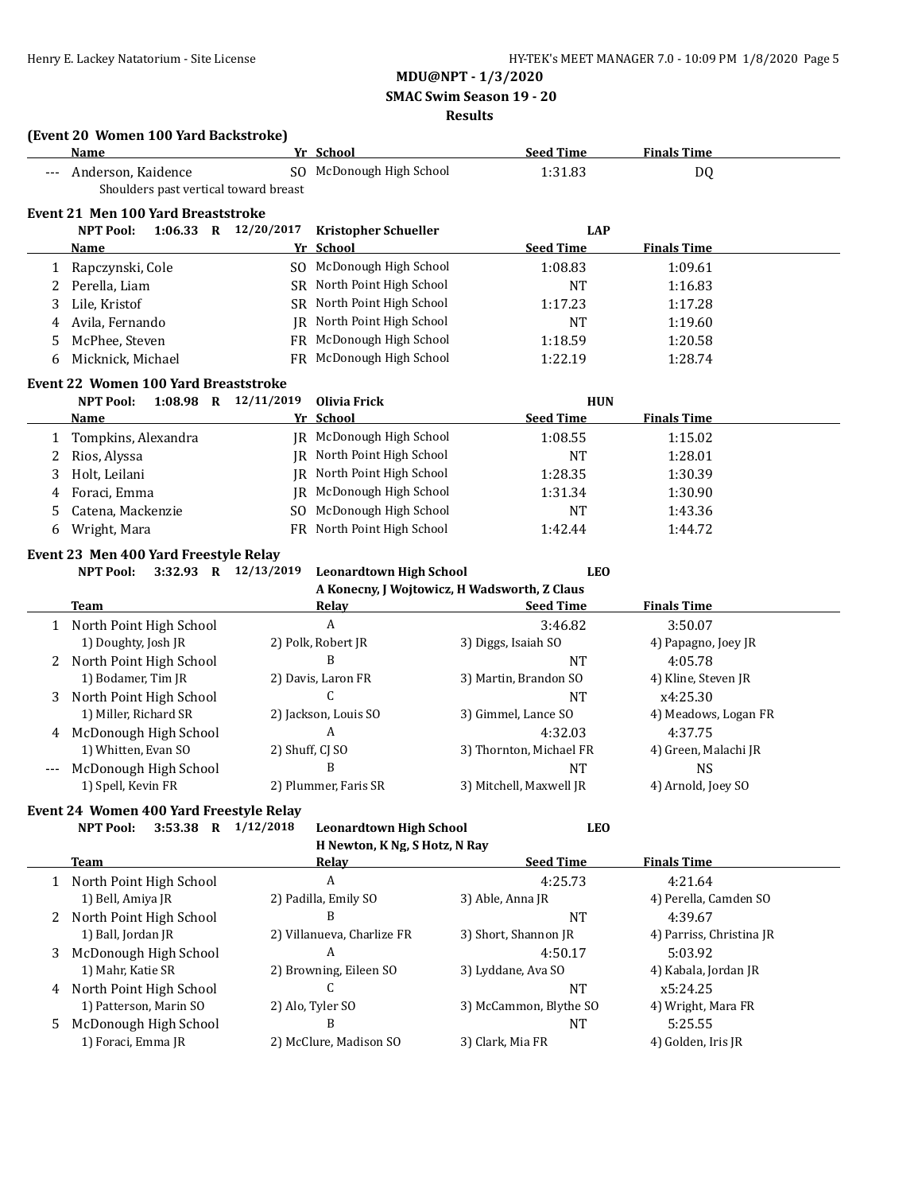## MDU@NPT - 1/3/2020

## SMAC Swim Season 19 - 20

## Results

### (Event 20 Women 100 Yard Backstroke)

| | Name | Yr | School | Seed Time | Finals Time |
|---|---|---|---|---|---|
| --- | Anderson, Kaidence | SO | McDonough High School | 1:31.83 | DQ |
| | Shoulders past vertical toward breast | | | | |

### Event 21 Men 100 Yard Breaststroke

**NPT Pool: 1:06.33 R 12/20/2017 Kristopher Schueller LAP**

| | Name | Yr | School | Seed Time | Finals Time |
|---|---|---|---|---|---|
| 1 | Rapczynski, Cole | SO | McDonough High School | 1:08.83 | 1:09.61 |
| 2 | Perella, Liam | SR | North Point High School | NT | 1:16.83 |
| 3 | Lile, Kristof | SR | North Point High School | 1:17.23 | 1:17.28 |
| 4 | Avila, Fernando | JR | North Point High School | NT | 1:19.60 |
| 5 | McPhee, Steven | FR | McDonough High School | 1:18.59 | 1:20.58 |
| 6 | Micknick, Michael | FR | McDonough High School | 1:22.19 | 1:28.74 |

### Event 22 Women 100 Yard Breaststroke

**NPT Pool: 1:08.98 R 12/11/2019 Olivia Frick HUN**

| | Name | Yr | School | Seed Time | Finals Time |
|---|---|---|---|---|---|
| 1 | Tompkins, Alexandra | JR | McDonough High School | 1:08.55 | 1:15.02 |
| 2 | Rios, Alyssa | JR | North Point High School | NT | 1:28.01 |
| 3 | Holt, Leilani | JR | North Point High School | 1:28.35 | 1:30.39 |
| 4 | Foraci, Emma | JR | McDonough High School | 1:31.34 | 1:30.90 |
| 5 | Catena, Mackenzie | SO | McDonough High School | NT | 1:43.36 |
| 6 | Wright, Mara | FR | North Point High School | 1:42.44 | 1:44.72 |

### Event 23 Men 400 Yard Freestyle Relay

**NPT Pool: 3:32.93 R 12/13/2019 Leonardtown High School LEO**
**A Konecny, J Wojtowicz, H Wadsworth, Z Claus**

| | Team | Relay | Seed Time | Finals Time |
|---|---|---|---|---|
| 1 | North Point High School | A | 3:46.82 | 3:50.07 |
| | 1) Doughty, Josh JR | 2) Polk, Robert JR | 3) Diggs, Isaiah SO | 4) Papagno, Joey JR |
| 2 | North Point High School | B | NT | 4:05.78 |
| | 1) Bodamer, Tim JR | 2) Davis, Laron FR | 3) Martin, Brandon SO | 4) Kline, Steven JR |
| 3 | North Point High School | C | NT | x4:25.30 |
| | 1) Miller, Richard SR | 2) Jackson, Louis SO | 3) Gimmel, Lance SO | 4) Meadows, Logan FR |
| 4 | McDonough High School | A | 4:32.03 | 4:37.75 |
| | 1) Whitten, Evan SO | 2) Shuff, CJ SO | 3) Thornton, Michael FR | 4) Green, Malachi JR |
| --- | McDonough High School | B | NT | NS |
| | 1) Spell, Kevin FR | 2) Plummer, Faris SR | 3) Mitchell, Maxwell JR | 4) Arnold, Joey SO |

### Event 24 Women 400 Yard Freestyle Relay

**NPT Pool: 3:53.38 R 1/12/2018 Leonardtown High School LEO**
**H Newton, K Ng, S Hotz, N Ray**

| | Team | Relay | Seed Time | Finals Time |
|---|---|---|---|---|
| 1 | North Point High School | A | 4:25.73 | 4:21.64 |
| | 1) Bell, Amiya JR | 2) Padilla, Emily SO | 3) Able, Anna JR | 4) Perella, Camden SO |
| 2 | North Point High School | B | NT | 4:39.67 |
| | 1) Ball, Jordan JR | 2) Villanueva, Charlize FR | 3) Short, Shannon JR | 4) Parriss, Christina JR |
| 3 | McDonough High School | A | 4:50.17 | 5:03.92 |
| | 1) Mahr, Katie SR | 2) Browning, Eileen SO | 3) Lyddane, Ava SO | 4) Kabala, Jordan JR |
| 4 | North Point High School | C | NT | x5:24.25 |
| | 1) Patterson, Marin SO | 2) Alo, Tyler SO | 3) McCammon, Blythe SO | 4) Wright, Mara FR |
| 5 | McDonough High School | B | NT | 5:25.55 |
| | 1) Foraci, Emma JR | 2) McClure, Madison SO | 3) Clark, Mia FR | 4) Golden, Iris JR |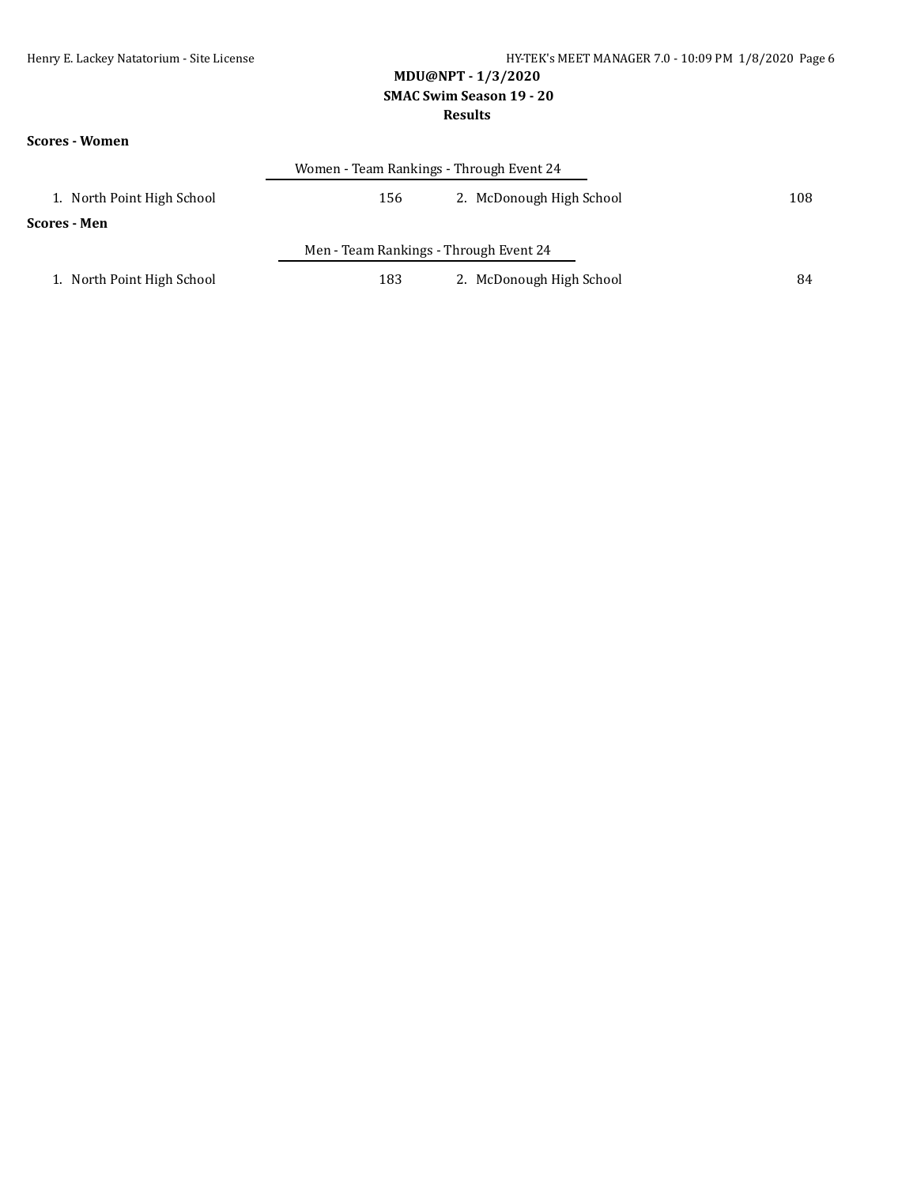## MDU@NPT - 1/3/2020

## SMAC Swim Season 19 - 20

## Results

**Scores - Women**

Women - Team Rankings - Through Event 24

| | | | |
|---|---|---|---|
| 1. North Point High School | 156 | 2. McDonough High School | 108 |

**Scores - Men**

Men - Team Rankings - Through Event 24

| | | | |
|---|---|---|---|
| 1. North Point High School | 183 | 2. McDonough High School | 84 |